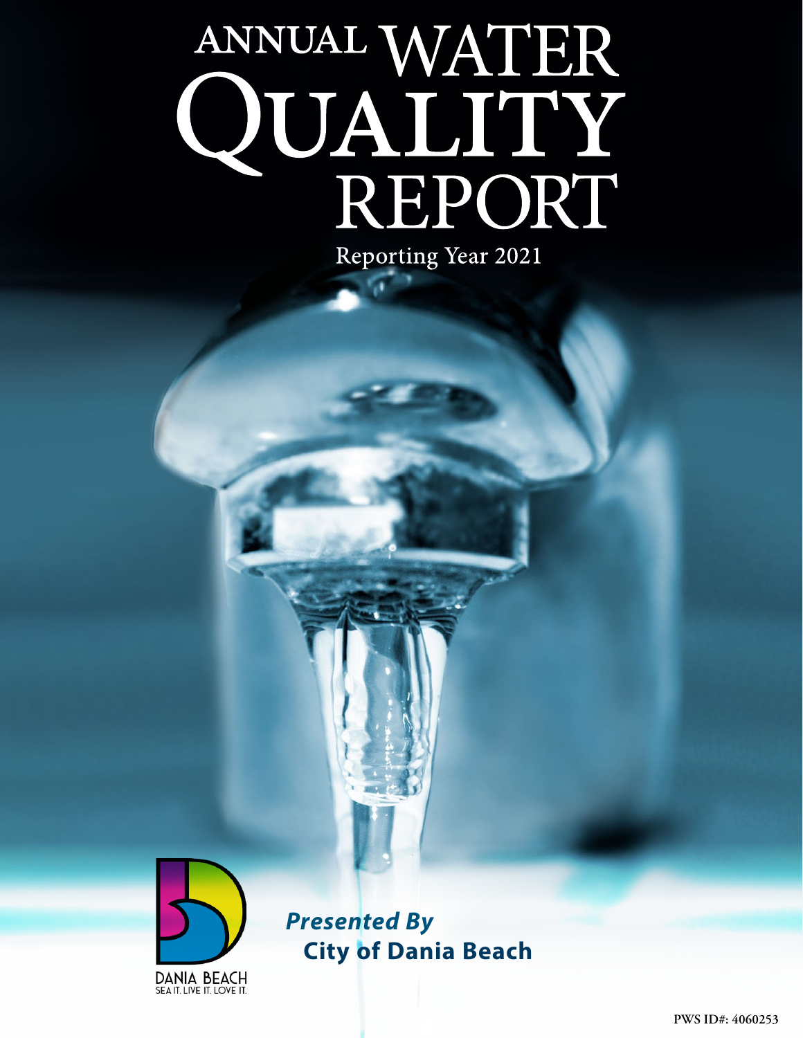# ANNUAL WATER QUALITY REPORT

Reporting Year 2021

DANIA BEACH
SEA IT. LIVE IT. LOVE IT.

***Presented By***
**City of Dania Beach**

PWS ID#: 4060253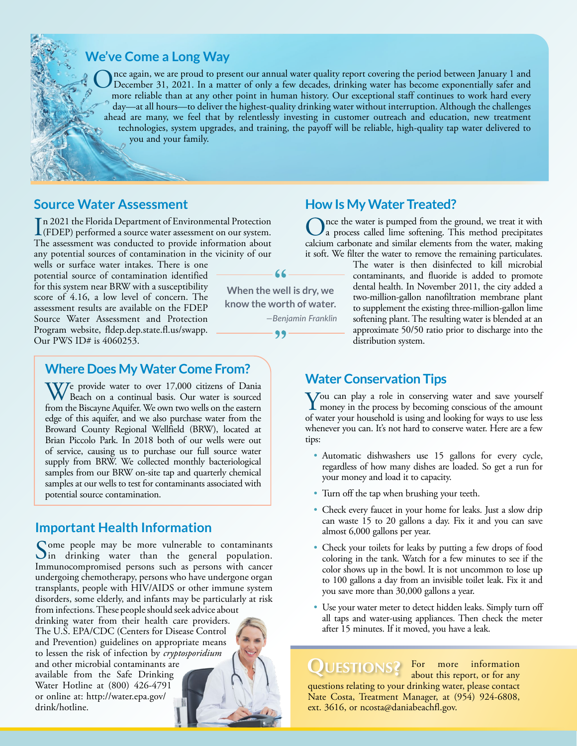## We've Come a Long Way

Once again, we are proud to present our annual water quality report covering the period between January 1 and December 31, 2021. In a matter of only a few decades, drinking water has become exponentially safer and more reliable than at any other point in human history. Our exceptional staff continues to work hard every day—at all hours—to deliver the highest-quality drinking water without interruption. Although the challenges ahead are many, we feel that by relentlessly investing in customer outreach and education, new treatment technologies, system upgrades, and training, the payoff will be reliable, high-quality tap water delivered to you and your family.

## Source Water Assessment

In 2021 the Florida Department of Environmental Protection (FDEP) performed a source water assessment on our system. The assessment was conducted to provide information about any potential sources of contamination in the vicinity of our wells or surface water intakes. There is one potential source of contamination identified for this system near BRW with a susceptibility score of 4.16, a low level of concern. The assessment results are available on the FDEP Source Water Assessment and Protection Program website, fldep.dep.state.fl.us/swapp. Our PWS ID# is 4060253.

> "When the well is dry, we know the worth of water."
>
> *—Benjamin Franklin*

## Where Does My Water Come From?

We provide water to over 17,000 citizens of Dania Beach on a continual basis. Our water is sourced from the Biscayne Aquifer. We own two wells on the eastern edge of this aquifer, and we also purchase water from the Broward County Regional Wellfield (BRW), located at Brian Piccolo Park. In 2018 both of our wells were out of service, causing us to purchase our full source water supply from BRW. We collected monthly bacteriological samples from our BRW on-site tap and quarterly chemical samples at our wells to test for contaminants associated with potential source contamination.

## Important Health Information

Some people may be more vulnerable to contaminants in drinking water than the general population. Immunocompromised persons such as persons with cancer undergoing chemotherapy, persons who have undergone organ transplants, people with HIV/AIDS or other immune system disorders, some elderly, and infants may be particularly at risk from infections. These people should seek advice about drinking water from their health care providers. The U.S. EPA/CDC (Centers for Disease Control and Prevention) guidelines on appropriate means to lessen the risk of infection by *cryptosporidium* and other microbial contaminants are available from the Safe Drinking Water Hotline at (800) 426-4791 or online at: http://water.epa.gov/drink/hotline.

## How Is My Water Treated?

Once the water is pumped from the ground, we treat it with a process called lime softening. This method precipitates calcium carbonate and similar elements from the water, making it soft. We filter the water to remove the remaining particulates. The water is then disinfected to kill microbial contaminants, and fluoride is added to promote dental health. In November 2011, the city added a two-million-gallon nanofiltration membrane plant to supplement the existing three-million-gallon lime softening plant. The resulting water is blended at an approximate 50/50 ratio prior to discharge into the distribution system.

## Water Conservation Tips

You can play a role in conserving water and save yourself money in the process by becoming conscious of the amount of water your household is using and looking for ways to use less whenever you can. It's not hard to conserve water. Here are a few tips:

- Automatic dishwashers use 15 gallons for every cycle, regardless of how many dishes are loaded. So get a run for your money and load it to capacity.
- Turn off the tap when brushing your teeth.
- Check every faucet in your home for leaks. Just a slow drip can waste 15 to 20 gallons a day. Fix it and you can save almost 6,000 gallons per year.
- Check your toilets for leaks by putting a few drops of food coloring in the tank. Watch for a few minutes to see if the color shows up in the bowl. It is not uncommon to lose up to 100 gallons a day from an invisible toilet leak. Fix it and you save more than 30,000 gallons a year.
- Use your water meter to detect hidden leaks. Simply turn off all taps and water-using appliances. Then check the meter after 15 minutes. If it moved, you have a leak.

## Questions?

For more information about this report, or for any questions relating to your drinking water, please contact Nate Costa, Treatment Manager, at (954) 924-6808, ext. 3616, or ncosta@daniabeachfl.gov.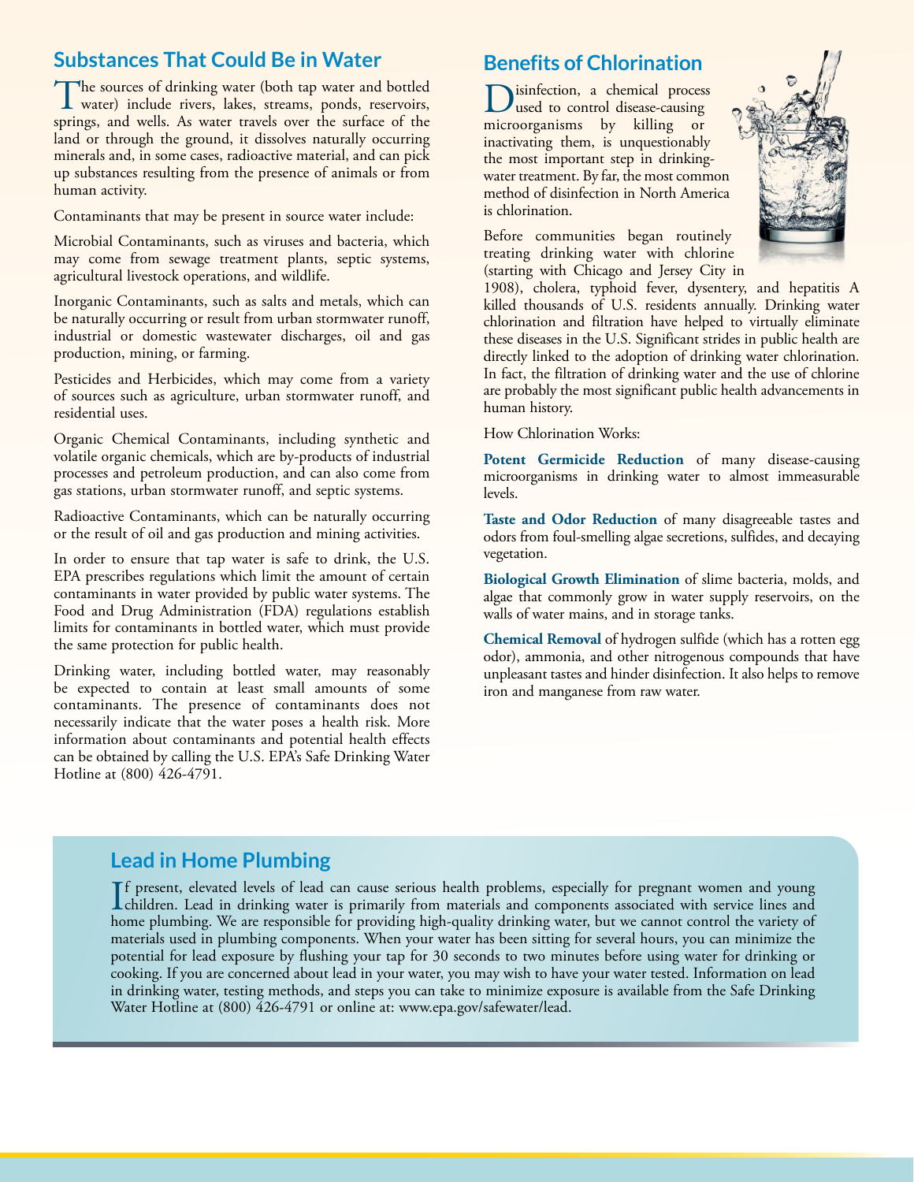## Substances That Could Be in Water

The sources of drinking water (both tap water and bottled water) include rivers, lakes, streams, ponds, reservoirs, springs, and wells. As water travels over the surface of the land or through the ground, it dissolves naturally occurring minerals and, in some cases, radioactive material, and can pick up substances resulting from the presence of animals or from human activity.

Contaminants that may be present in source water include:

Microbial Contaminants, such as viruses and bacteria, which may come from sewage treatment plants, septic systems, agricultural livestock operations, and wildlife.

Inorganic Contaminants, such as salts and metals, which can be naturally occurring or result from urban stormwater runoff, industrial or domestic wastewater discharges, oil and gas production, mining, or farming.

Pesticides and Herbicides, which may come from a variety of sources such as agriculture, urban stormwater runoff, and residential uses.

Organic Chemical Contaminants, including synthetic and volatile organic chemicals, which are by-products of industrial processes and petroleum production, and can also come from gas stations, urban stormwater runoff, and septic systems.

Radioactive Contaminants, which can be naturally occurring or the result of oil and gas production and mining activities.

In order to ensure that tap water is safe to drink, the U.S. EPA prescribes regulations which limit the amount of certain contaminants in water provided by public water systems. The Food and Drug Administration (FDA) regulations establish limits for contaminants in bottled water, which must provide the same protection for public health.

Drinking water, including bottled water, may reasonably be expected to contain at least small amounts of some contaminants. The presence of contaminants does not necessarily indicate that the water poses a health risk. More information about contaminants and potential health effects can be obtained by calling the U.S. EPA's Safe Drinking Water Hotline at (800) 426-4791.

## Benefits of Chlorination

Disinfection, a chemical process used to control disease-causing microorganisms by killing or inactivating them, is unquestionably the most important step in drinking-water treatment. By far, the most common method of disinfection in North America is chlorination.

Before communities began routinely treating drinking water with chlorine (starting with Chicago and Jersey City in 1908), cholera, typhoid fever, dysentery, and hepatitis A killed thousands of U.S. residents annually. Drinking water chlorination and filtration have helped to virtually eliminate these diseases in the U.S. Significant strides in public health are directly linked to the adoption of drinking water chlorination. In fact, the filtration of drinking water and the use of chlorine are probably the most significant public health advancements in human history.

How Chlorination Works:

**Potent Germicide Reduction** of many disease-causing microorganisms in drinking water to almost immeasurable levels.

**Taste and Odor Reduction** of many disagreeable tastes and odors from foul-smelling algae secretions, sulfides, and decaying vegetation.

**Biological Growth Elimination** of slime bacteria, molds, and algae that commonly grow in water supply reservoirs, on the walls of water mains, and in storage tanks.

**Chemical Removal** of hydrogen sulfide (which has a rotten egg odor), ammonia, and other nitrogenous compounds that have unpleasant tastes and hinder disinfection. It also helps to remove iron and manganese from raw water.

## Lead in Home Plumbing

If present, elevated levels of lead can cause serious health problems, especially for pregnant women and young children. Lead in drinking water is primarily from materials and components associated with service lines and home plumbing. We are responsible for providing high-quality drinking water, but we cannot control the variety of materials used in plumbing components. When your water has been sitting for several hours, you can minimize the potential for lead exposure by flushing your tap for 30 seconds to two minutes before using water for drinking or cooking. If you are concerned about lead in your water, you may wish to have your water tested. Information on lead in drinking water, testing methods, and steps you can take to minimize exposure is available from the Safe Drinking Water Hotline at (800) 426-4791 or online at: www.epa.gov/safewater/lead.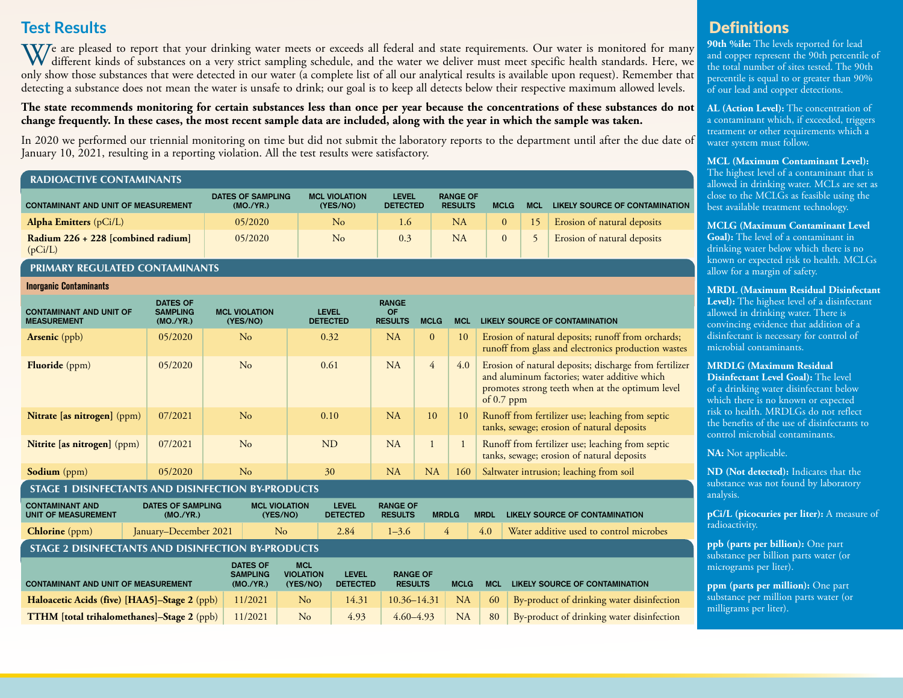# Test Results

We are pleased to report that your drinking water meets or exceeds all federal and state requirements. Our water is monitored for many different kinds of substances on a very strict sampling schedule, and the water we deliver must meet specific health standards. Here, we only show those substances that were detected in our water (a complete list of all our analytical results is available upon request). Remember that detecting a substance does not mean the water is unsafe to drink; our goal is to keep all detects below their respective maximum allowed levels.

**The state recommends monitoring for certain substances less than once per year because the concentrations of these substances do not change frequently. In these cases, the most recent sample data are included, along with the year in which the sample was taken.**

In 2020 we performed our triennial monitoring on time but did not submit the laboratory reports to the department until after the due date of January 10, 2021, resulting in a reporting violation. All the test results were satisfactory.

## RADIOACTIVE CONTAMINANTS

| CONTAMINANT AND UNIT OF MEASUREMENT | DATES OF SAMPLING (MO./YR.) | MCL VIOLATION (YES/NO) | LEVEL DETECTED | RANGE OF RESULTS | MCLG | MCL | LIKELY SOURCE OF CONTAMINATION |
|---|---|---|---|---|---|---|---|
| **Alpha Emitters** (pCi/L) | 05/2020 | No | 1.6 | NA | 0 | 15 | Erosion of natural deposits |
| **Radium 226 + 228 [combined radium]** (pCi/L) | 05/2020 | No | 0.3 | NA | 0 | 5 | Erosion of natural deposits |

## PRIMARY REGULATED CONTAMINANTS

### Inorganic Contaminants

| CONTAMINANT AND UNIT OF MEASUREMENT | DATES OF SAMPLING (MO./YR.) | MCL VIOLATION (YES/NO) | LEVEL DETECTED | RANGE OF RESULTS | MCLG | MCL | LIKELY SOURCE OF CONTAMINATION |
|---|---|---|---|---|---|---|---|
| **Arsenic** (ppb) | 05/2020 | No | 0.32 | NA | 0 | 10 | Erosion of natural deposits; runoff from orchards; runoff from glass and electronics production wastes |
| **Fluoride** (ppm) | 05/2020 | No | 0.61 | NA | 4 | 4.0 | Erosion of natural deposits; discharge from fertilizer and aluminum factories; water additive which promotes strong teeth when at the optimum level of 0.7 ppm |
| **Nitrate [as nitrogen]** (ppm) | 07/2021 | No | 0.10 | NA | 10 | 10 | Runoff from fertilizer use; leaching from septic tanks, sewage; erosion of natural deposits |
| **Nitrite [as nitrogen]** (ppm) | 07/2021 | No | ND | NA | 1 | 1 | Runoff from fertilizer use; leaching from septic tanks, sewage; erosion of natural deposits |
| **Sodium** (ppm) | 05/2020 | No | 30 | NA | NA | 160 | Saltwater intrusion; leaching from soil |

## STAGE 1 DISINFECTANTS AND DISINFECTION BY-PRODUCTS

| CONTAMINANT AND UNIT OF MEASUREMENT | DATES OF SAMPLING (MO./YR.) | MCL VIOLATION (YES/NO) | LEVEL DETECTED | RANGE OF RESULTS | MRDLG | MRDL | LIKELY SOURCE OF CONTAMINATION |
|---|---|---|---|---|---|---|---|
| **Chlorine** (ppm) | January–December 2021 | No | 2.84 | 1–3.6 | 4 | 4.0 | Water additive used to control microbes |

## STAGE 2 DISINFECTANTS AND DISINFECTION BY-PRODUCTS

| CONTAMINANT AND UNIT OF MEASUREMENT | DATES OF SAMPLING (MO./YR.) | MCL VIOLATION (YES/NO) | LEVEL DETECTED | RANGE OF RESULTS | MCLG | MCL | LIKELY SOURCE OF CONTAMINATION |
|---|---|---|---|---|---|---|---|
| **Haloacetic Acids (five) [HAA5]–Stage 2** (ppb) | 11/2021 | No | 14.31 | 10.36–14.31 | NA | 60 | By-product of drinking water disinfection |
| **TTHM [total trihalomethanes]–Stage 2** (ppb) | 11/2021 | No | 4.93 | 4.60–4.93 | NA | 80 | By-product of drinking water disinfection |

# Definitions

**90th %ile:** The levels reported for lead and copper represent the 90th percentile of the total number of sites tested. The 90th percentile is equal to or greater than 90% of our lead and copper detections.

**AL (Action Level):** The concentration of a contaminant which, if exceeded, triggers treatment or other requirements which a water system must follow.

**MCL (Maximum Contaminant Level):** The highest level of a contaminant that is allowed in drinking water. MCLs are set as close to the MCLGs as feasible using the best available treatment technology.

**MCLG (Maximum Contaminant Level Goal):** The level of a contaminant in drinking water below which there is no known or expected risk to health. MCLGs allow for a margin of safety.

**MRDL (Maximum Residual Disinfectant Level):** The highest level of a disinfectant allowed in drinking water. There is convincing evidence that addition of a disinfectant is necessary for control of microbial contaminants.

**MRDLG (Maximum Residual Disinfectant Level Goal):** The level of a drinking water disinfectant below which there is no known or expected risk to health. MRDLGs do not reflect the benefits of the use of disinfectants to control microbial contaminants.

**NA:** Not applicable.

**ND (Not detected):** Indicates that the substance was not found by laboratory analysis.

**pCi/L (picocuries per liter):** A measure of radioactivity.

**ppb (parts per billion):** One part substance per billion parts water (or micrograms per liter).

**ppm (parts per million):** One part substance per million parts water (or milligrams per liter).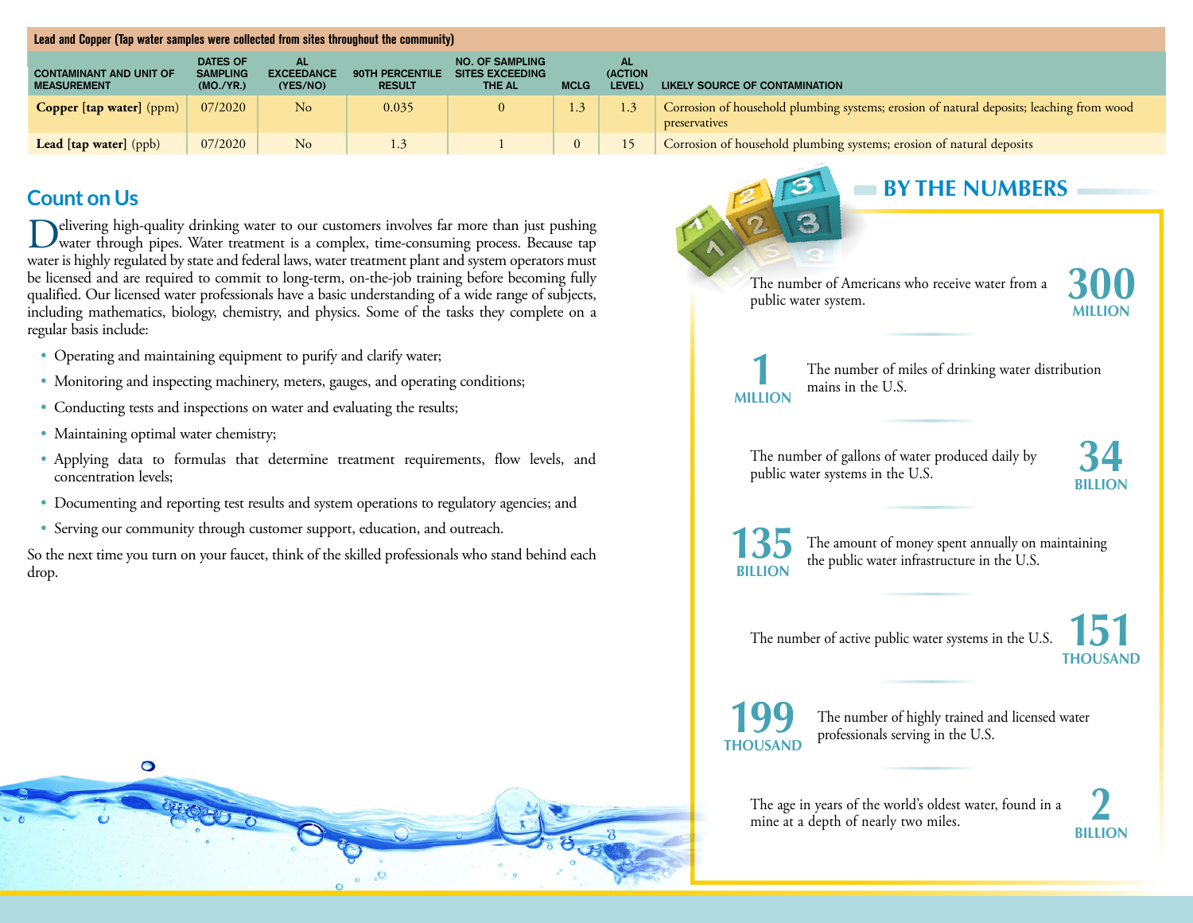**Lead and Copper (Tap water samples were collected from sites throughout the community)**

| CONTAMINANT AND UNIT OF MEASUREMENT | DATES OF SAMPLING (MO./YR.) | AL EXCEEDANCE (YES/NO) | 90TH PERCENTILE RESULT | NO. OF SAMPLING SITES EXCEEDING THE AL | MCLG | AL (ACTION LEVEL) | LIKELY SOURCE OF CONTAMINATION |
|---|---|---|---|---|---|---|---|
| **Copper [tap water]** (ppm) | 07/2020 | No | 0.035 | 0 | 1.3 | 1.3 | Corrosion of household plumbing systems; erosion of natural deposits; leaching from wood preservatives |
| **Lead [tap water]** (ppb) | 07/2020 | No | 1.3 | 1 | 0 | 15 | Corrosion of household plumbing systems; erosion of natural deposits |

## Count on Us

Delivering high-quality drinking water to our customers involves far more than just pushing water through pipes. Water treatment is a complex, time-consuming process. Because tap water is highly regulated by state and federal laws, water treatment plant and system operators must be licensed and are required to commit to long-term, on-the-job training before becoming fully qualified. Our licensed water professionals have a basic understanding of a wide range of subjects, including mathematics, biology, chemistry, and physics. Some of the tasks they complete on a regular basis include:

- Operating and maintaining equipment to purify and clarify water;
- Monitoring and inspecting machinery, meters, gauges, and operating conditions;
- Conducting tests and inspections on water and evaluating the results;
- Maintaining optimal water chemistry;
- Applying data to formulas that determine treatment requirements, flow levels, and concentration levels;
- Documenting and reporting test results and system operations to regulatory agencies; and
- Serving our community through customer support, education, and outreach.

So the next time you turn on your faucet, think of the skilled professionals who stand behind each drop.

## BY THE NUMBERS

**300 MILLION** — The number of Americans who receive water from a public water system.

**1 MILLION** — The number of miles of drinking water distribution mains in the U.S.

**34 BILLION** — The number of gallons of water produced daily by public water systems in the U.S.

**135 BILLION** — The amount of money spent annually on maintaining the public water infrastructure in the U.S.

**151 THOUSAND** — The number of active public water systems in the U.S.

**199 THOUSAND** — The number of highly trained and licensed water professionals serving in the U.S.

**2 BILLION** — The age in years of the world's oldest water, found in a mine at a depth of nearly two miles.